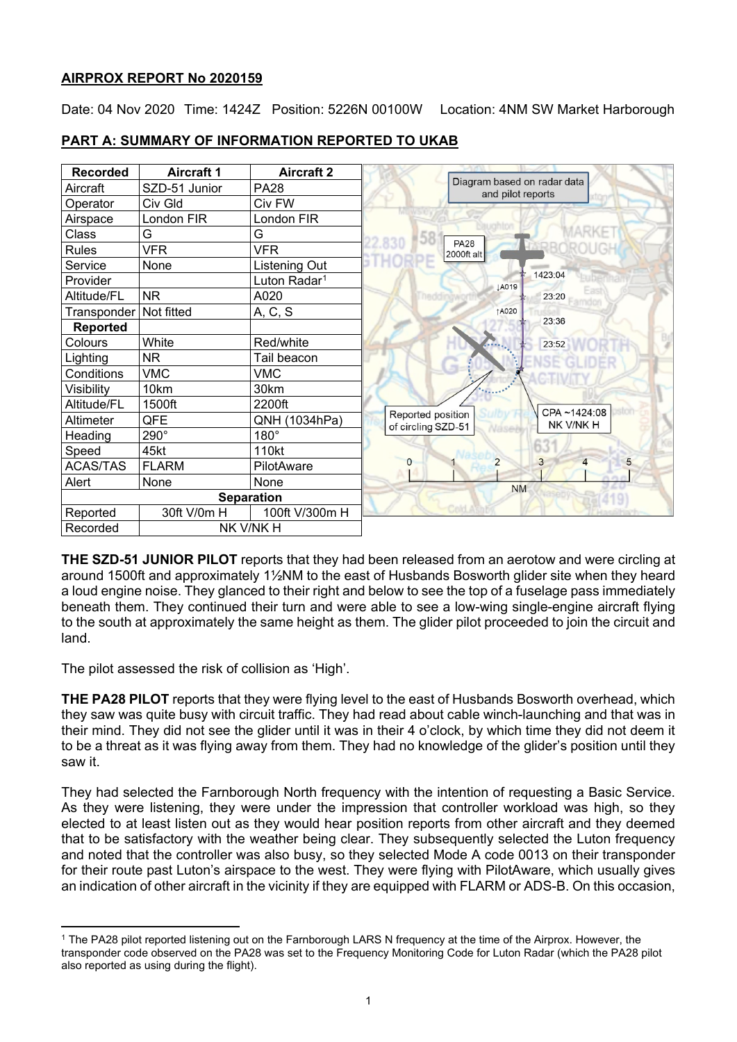**AIRPROX REPORT No 2020159**

Date: 04 Nov 2020 Time: 1424Z Position: 5226N 00100W Location: 4NM SW Market Harborough

**PART A: SUMMARY OF INFORMATION REPORTED TO UKAB**

| Recorded | Aircraft 1 | Aircraft 2 |
| --- | --- | --- |
| Aircraft | SZD-51 Junior | PA28 |
| Operator | Civ Gld | Civ FW |
| Airspace | London FIR | London FIR |
| Class | G | G |
| Rules | VFR | VFR |
| Service | None | Listening Out |
| Provider | | Luton Radar[1] |
| Altitude/FL | NR | A020 |
| Transponder | Not fitted | A, C, S |
| **Reported** | | |
| Colours | White | Red/white |
| Lighting | NR | Tail beacon |
| Conditions | VMC | VMC |
| Visibility | 10km | 30km |
| Altitude/FL | 1500ft | 2200ft |
| Altimeter | QFE | QNH (1034hPa) |
| Heading | 290° | 180° |
| Speed | 45kt | 110kt |
| ACAS/TAS | FLARM | PilotAware |
| Alert | None | None |
| **Separation** | | |
| Reported | 30ft V/0m H | 100ft V/300m H |
| Recorded | NK V/NK H | |

Diagram based on radar data and pilot reports

PA28 2000ft alt

1423:04 ↓A019 23:20 ↑A020 23:36 23:52

Reported position of circling SZD-51

CPA ~1424:08 NK V/NK H

0 1 2 3 4 5 NM

**THE SZD-51 JUNIOR PILOT** reports that they had been released from an aerotow and were circling at around 1500ft and approximately 1½NM to the east of Husbands Bosworth glider site when they heard a loud engine noise. They glanced to their right and below to see the top of a fuselage pass immediately beneath them. They continued their turn and were able to see a low-wing single-engine aircraft flying to the south at approximately the same height as them. The glider pilot proceeded to join the circuit and land.

The pilot assessed the risk of collision as 'High'.

**THE PA28 PILOT** reports that they were flying level to the east of Husbands Bosworth overhead, which they saw was quite busy with circuit traffic. They had read about cable winch-launching and that was in their mind. They did not see the glider until it was in their 4 o'clock, by which time they did not deem it to be a threat as it was flying away from them. They had no knowledge of the glider's position until they saw it.

They had selected the Farnborough North frequency with the intention of requesting a Basic Service. As they were listening, they were under the impression that controller workload was high, so they elected to at least listen out as they would hear position reports from other aircraft and they deemed that to be satisfactory with the weather being clear. They subsequently selected the Luton frequency and noted that the controller was also busy, so they selected Mode A code 0013 on their transponder for their route past Luton's airspace to the west. They were flying with PilotAware, which usually gives an indication of other aircraft in the vicinity if they are equipped with FLARM or ADS-B. On this occasion,

[1] The PA28 pilot reported listening out on the Farnborough LARS N frequency at the time of the Airprox. However, the transponder code observed on the PA28 was set to the Frequency Monitoring Code for Luton Radar (which the PA28 pilot also reported as using during the flight).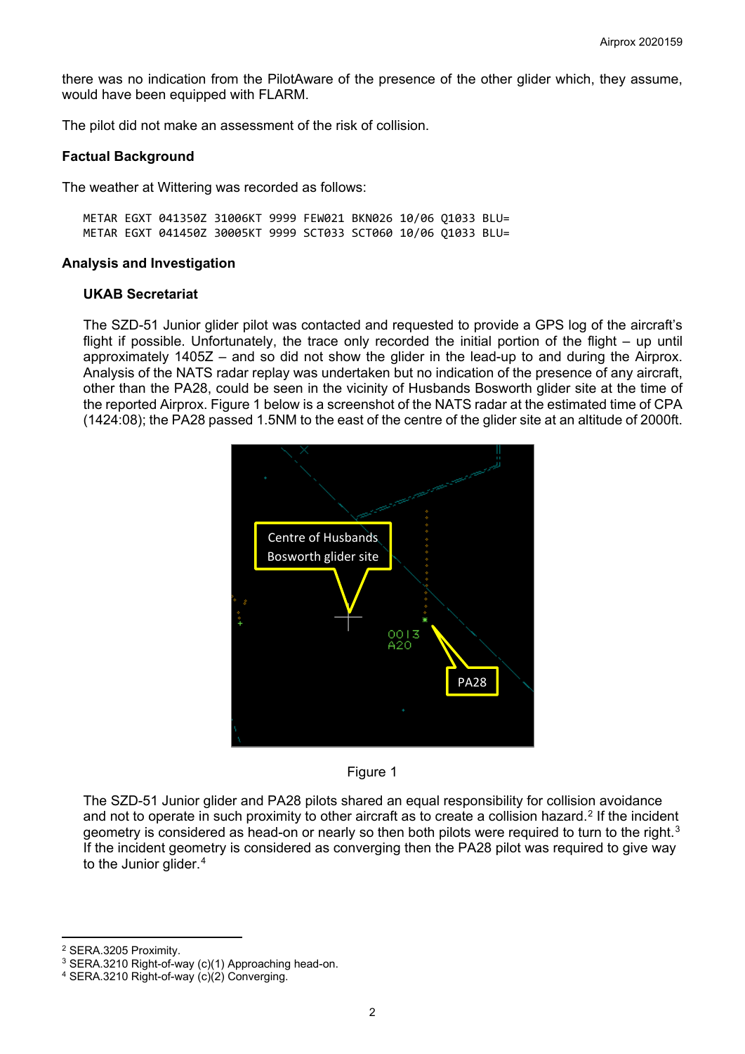there was no indication from the PilotAware of the presence of the other glider which, they assume, would have been equipped with FLARM.

The pilot did not make an assessment of the risk of collision.

### Factual Background

The weather at Wittering was recorded as follows:

```
METAR EGXT 041350Z 31006KT 9999 FEW021 BKN026 10/06 Q1033 BLU=
METAR EGXT 041450Z 30005KT 9999 SCT033 SCT060 10/06 Q1033 BLU=
```

### Analysis and Investigation

#### UKAB Secretariat

The SZD-51 Junior glider pilot was contacted and requested to provide a GPS log of the aircraft's flight if possible. Unfortunately, the trace only recorded the initial portion of the flight – up until approximately 1405Z – and so did not show the glider in the lead-up to and during the Airprox. Analysis of the NATS radar replay was undertaken but no indication of the presence of any aircraft, other than the PA28, could be seen in the vicinity of Husbands Bosworth glider site at the time of the reported Airprox. Figure 1 below is a screenshot of the NATS radar at the estimated time of CPA (1424:08); the PA28 passed 1.5NM to the east of the centre of the glider site at an altitude of 2000ft.

Figure 1

The SZD-51 Junior glider and PA28 pilots shared an equal responsibility for collision avoidance and not to operate in such proximity to other aircraft as to create a collision hazard.[2] If the incident geometry is considered as head-on or nearly so then both pilots were required to turn to the right.[3] If the incident geometry is considered as converging then the PA28 pilot was required to give way to the Junior glider.[4]

---

[2] SERA.3205 Proximity.

[3] SERA.3210 Right-of-way (c)(1) Approaching head-on.

[4] SERA.3210 Right-of-way (c)(2) Converging.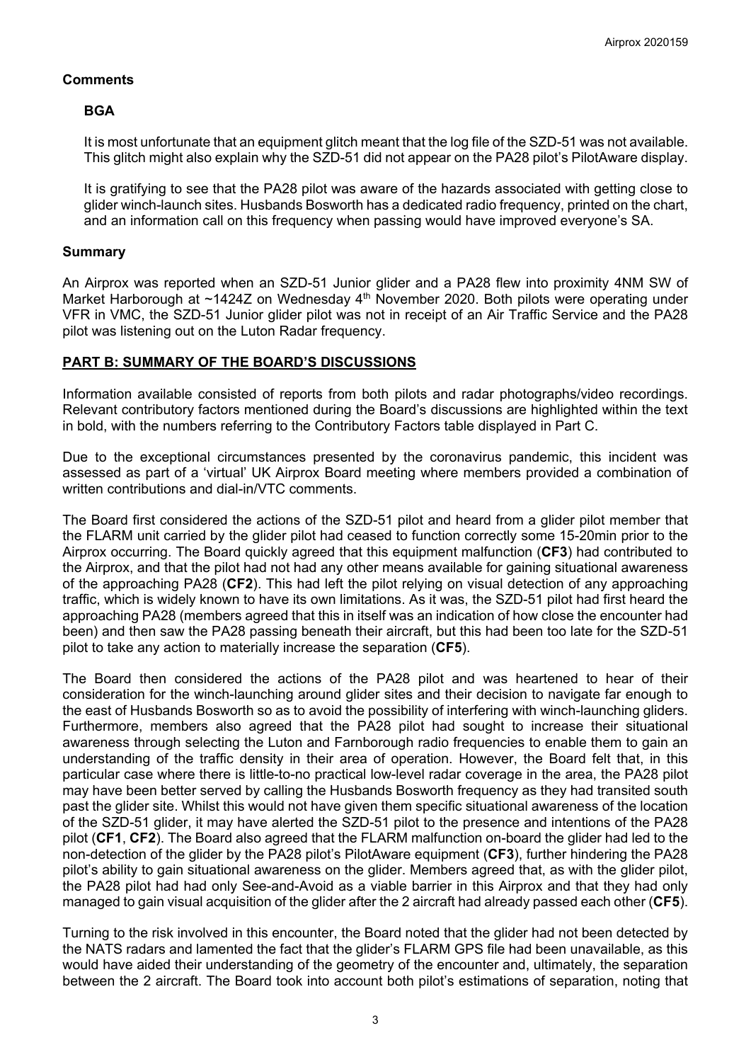## Comments

### BGA

It is most unfortunate that an equipment glitch meant that the log file of the SZD-51 was not available. This glitch might also explain why the SZD-51 did not appear on the PA28 pilot's PilotAware display.

It is gratifying to see that the PA28 pilot was aware of the hazards associated with getting close to glider winch-launch sites. Husbands Bosworth has a dedicated radio frequency, printed on the chart, and an information call on this frequency when passing would have improved everyone's SA.

## Summary

An Airprox was reported when an SZD-51 Junior glider and a PA28 flew into proximity 4NM SW of Market Harborough at ~1424Z on Wednesday 4th November 2020. Both pilots were operating under VFR in VMC, the SZD-51 Junior glider pilot was not in receipt of an Air Traffic Service and the PA28 pilot was listening out on the Luton Radar frequency.

## PART B: SUMMARY OF THE BOARD'S DISCUSSIONS

Information available consisted of reports from both pilots and radar photographs/video recordings. Relevant contributory factors mentioned during the Board's discussions are highlighted within the text in bold, with the numbers referring to the Contributory Factors table displayed in Part C.

Due to the exceptional circumstances presented by the coronavirus pandemic, this incident was assessed as part of a 'virtual' UK Airprox Board meeting where members provided a combination of written contributions and dial-in/VTC comments.

The Board first considered the actions of the SZD-51 pilot and heard from a glider pilot member that the FLARM unit carried by the glider pilot had ceased to function correctly some 15-20min prior to the Airprox occurring. The Board quickly agreed that this equipment malfunction (**CF3**) had contributed to the Airprox, and that the pilot had not had any other means available for gaining situational awareness of the approaching PA28 (**CF2**). This had left the pilot relying on visual detection of any approaching traffic, which is widely known to have its own limitations. As it was, the SZD-51 pilot had first heard the approaching PA28 (members agreed that this in itself was an indication of how close the encounter had been) and then saw the PA28 passing beneath their aircraft, but this had been too late for the SZD-51 pilot to take any action to materially increase the separation (**CF5**).

The Board then considered the actions of the PA28 pilot and was heartened to hear of their consideration for the winch-launching around glider sites and their decision to navigate far enough to the east of Husbands Bosworth so as to avoid the possibility of interfering with winch-launching gliders. Furthermore, members also agreed that the PA28 pilot had sought to increase their situational awareness through selecting the Luton and Farnborough radio frequencies to enable them to gain an understanding of the traffic density in their area of operation. However, the Board felt that, in this particular case where there is little-to-no practical low-level radar coverage in the area, the PA28 pilot may have been better served by calling the Husbands Bosworth frequency as they had transited south past the glider site. Whilst this would not have given them specific situational awareness of the location of the SZD-51 glider, it may have alerted the SZD-51 pilot to the presence and intentions of the PA28 pilot (**CF1**, **CF2**). The Board also agreed that the FLARM malfunction on-board the glider had led to the non-detection of the glider by the PA28 pilot's PilotAware equipment (**CF3**), further hindering the PA28 pilot's ability to gain situational awareness on the glider. Members agreed that, as with the glider pilot, the PA28 pilot had had only See-and-Avoid as a viable barrier in this Airprox and that they had only managed to gain visual acquisition of the glider after the 2 aircraft had already passed each other (**CF5**).

Turning to the risk involved in this encounter, the Board noted that the glider had not been detected by the NATS radars and lamented the fact that the glider's FLARM GPS file had been unavailable, as this would have aided their understanding of the geometry of the encounter and, ultimately, the separation between the 2 aircraft. The Board took into account both pilot's estimations of separation, noting that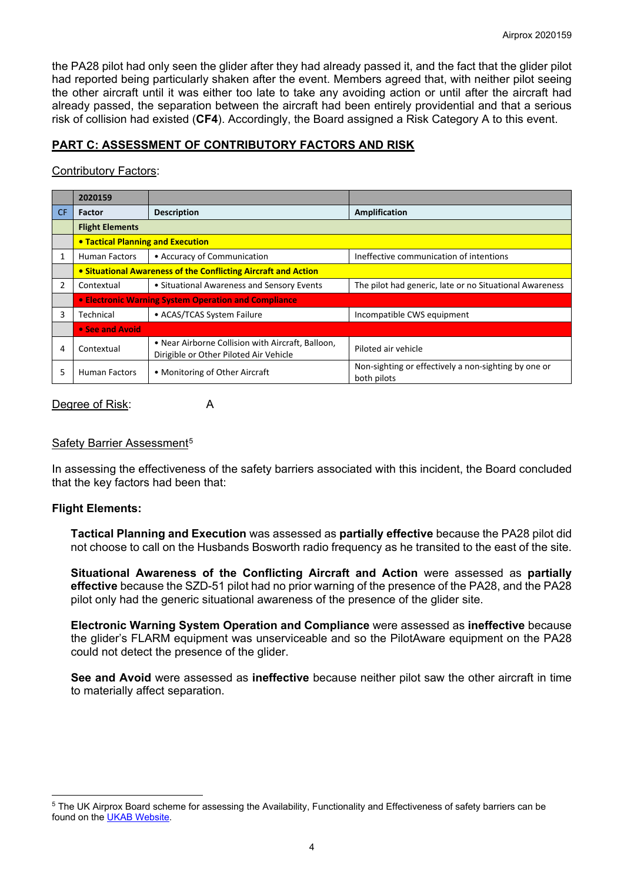the PA28 pilot had only seen the glider after they had already passed it, and the fact that the glider pilot had reported being particularly shaken after the event. Members agreed that, with neither pilot seeing the other aircraft until it was either too late to take any avoiding action or until after the aircraft had already passed, the separation between the aircraft had been entirely providential and that a serious risk of collision had existed (**CF4**). Accordingly, the Board assigned a Risk Category A to this event.

## PART C: ASSESSMENT OF CONTRIBUTORY FACTORS AND RISK

Contributory Factors:

| | 2020159 | | |
|---|---|---|---|
| CF | Factor | Description | Amplification |
| | **Flight Elements** | | |
| | **• Tactical Planning and Execution** | | |
| 1 | Human Factors | • Accuracy of Communication | Ineffective communication of intentions |
| | **• Situational Awareness of the Conflicting Aircraft and Action** | | |
| 2 | Contextual | • Situational Awareness and Sensory Events | The pilot had generic, late or no Situational Awareness |
| | **• Electronic Warning System Operation and Compliance** | | |
| 3 | Technical | • ACAS/TCAS System Failure | Incompatible CWS equipment |
| | **• See and Avoid** | | |
| 4 | Contextual | • Near Airborne Collision with Aircraft, Balloon, Dirigible or Other Piloted Air Vehicle | Piloted air vehicle |
| 5 | Human Factors | • Monitoring of Other Aircraft | Non-sighting or effectively a non-sighting by one or both pilots |

Degree of Risk: A

Safety Barrier Assessment[5]

In assessing the effectiveness of the safety barriers associated with this incident, the Board concluded that the key factors had been that:

**Flight Elements:**

**Tactical Planning and Execution** was assessed as **partially effective** because the PA28 pilot did not choose to call on the Husbands Bosworth radio frequency as he transited to the east of the site.

**Situational Awareness of the Conflicting Aircraft and Action** were assessed as **partially effective** because the SZD-51 pilot had no prior warning of the presence of the PA28, and the PA28 pilot only had the generic situational awareness of the presence of the glider site.

**Electronic Warning System Operation and Compliance** were assessed as **ineffective** because the glider's FLARM equipment was unserviceable and so the PilotAware equipment on the PA28 could not detect the presence of the glider.

**See and Avoid** were assessed as **ineffective** because neither pilot saw the other aircraft in time to materially affect separation.

---

[5] The UK Airprox Board scheme for assessing the Availability, Functionality and Effectiveness of safety barriers can be found on the UKAB Website.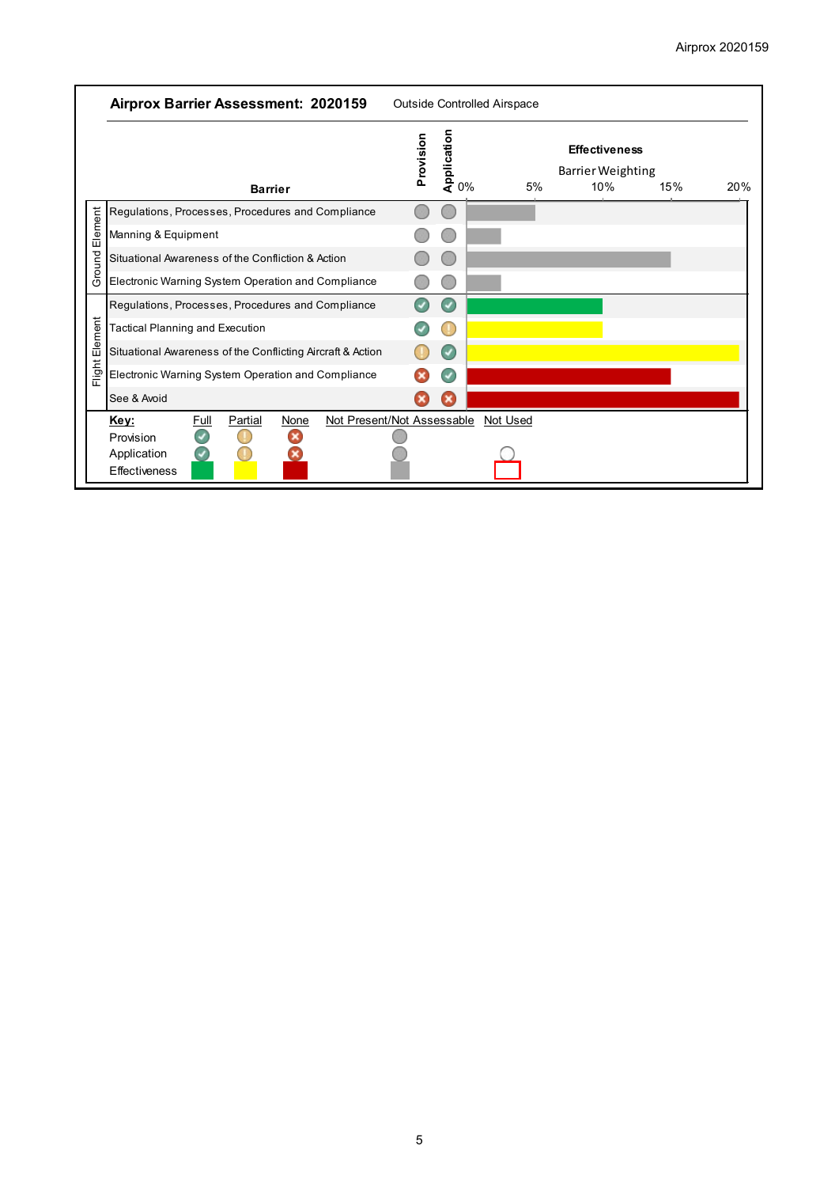**Airprox Barrier Assessment: 2020159** Outside Controlled Airspace

Barrier

Provision

Application

Effectiveness

Barrier Weighting

0% 5% 10% 15% 20%

Ground Element

Regulations, Processes, Procedures and Compliance

Manning & Equipment

Situational Awareness of the Confliction & Action

Electronic Warning System Operation and Compliance

Flight Element

Regulations, Processes, Procedures and Compliance

Tactical Planning and Execution

Situational Awareness of the Conflicting Aircraft & Action

Electronic Warning System Operation and Compliance

See & Avoid

**Key:** Full Partial None Not Present/Not Assessable Not Used

Provision

Application

Effectiveness